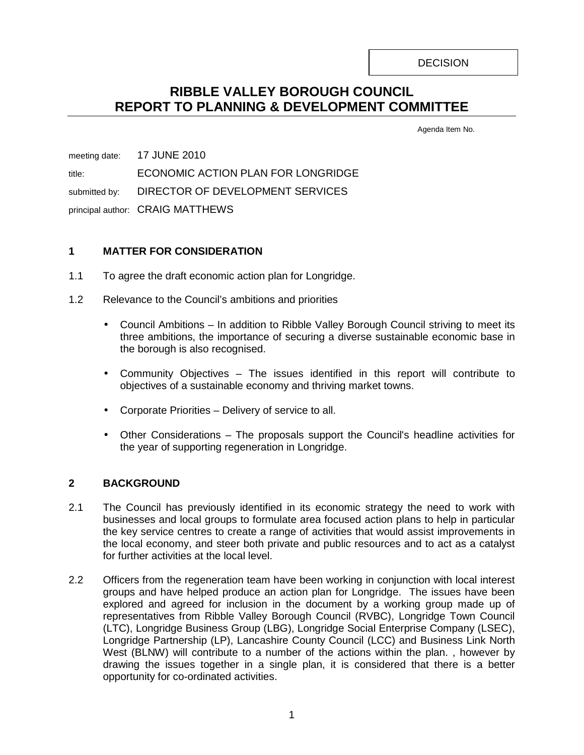DECISION

# RIBBLE VALLEY BOROUGH COUNCIL
# REPORT TO PLANNING & DEVELOPMENT COMMITTEE

Agenda Item No.

meeting date: 17 JUNE 2010

title: ECONOMIC ACTION PLAN FOR LONGRIDGE

submitted by: DIRECTOR OF DEVELOPMENT SERVICES

principal author: CRAIG MATTHEWS

## 1 MATTER FOR CONSIDERATION

1.1 To agree the draft economic action plan for Longridge.

1.2 Relevance to the Council's ambitions and priorities

- Council Ambitions – In addition to Ribble Valley Borough Council striving to meet its three ambitions, the importance of securing a diverse sustainable economic base in the borough is also recognised.
- Community Objectives – The issues identified in this report will contribute to objectives of a sustainable economy and thriving market towns.
- Corporate Priorities – Delivery of service to all.
- Other Considerations – The proposals support the Council's headline activities for the year of supporting regeneration in Longridge.

## 2 BACKGROUND

2.1 The Council has previously identified in its economic strategy the need to work with businesses and local groups to formulate area focused action plans to help in particular the key service centres to create a range of activities that would assist improvements in the local economy, and steer both private and public resources and to act as a catalyst for further activities at the local level.

2.2 Officers from the regeneration team have been working in conjunction with local interest groups and have helped produce an action plan for Longridge. The issues have been explored and agreed for inclusion in the document by a working group made up of representatives from Ribble Valley Borough Council (RVBC), Longridge Town Council (LTC), Longridge Business Group (LBG), Longridge Social Enterprise Company (LSEC), Longridge Partnership (LP), Lancashire County Council (LCC) and Business Link North West (BLNW) will contribute to a number of the actions within the plan. , however by drawing the issues together in a single plan, it is considered that there is a better opportunity for co-ordinated activities.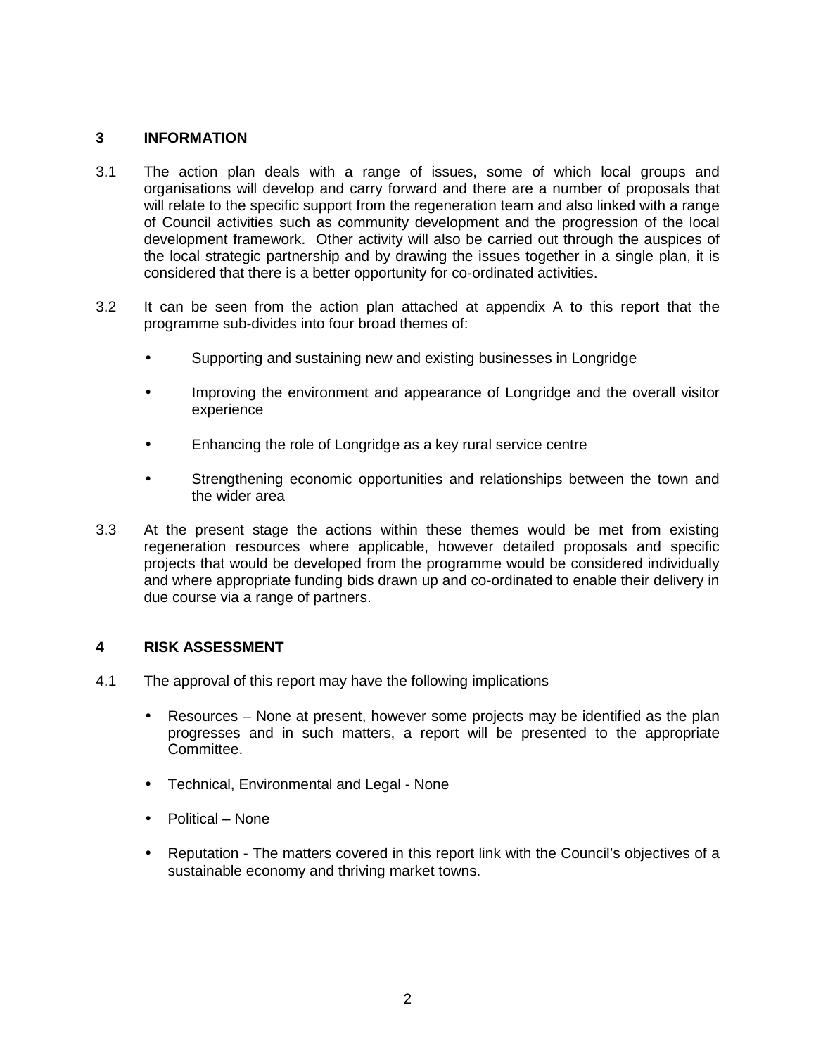## 3 INFORMATION

3.1 The action plan deals with a range of issues, some of which local groups and organisations will develop and carry forward and there are a number of proposals that will relate to the specific support from the regeneration team and also linked with a range of Council activities such as community development and the progression of the local development framework. Other activity will also be carried out through the auspices of the local strategic partnership and by drawing the issues together in a single plan, it is considered that there is a better opportunity for co-ordinated activities.

3.2 It can be seen from the action plan attached at appendix A to this report that the programme sub-divides into four broad themes of:

- Supporting and sustaining new and existing businesses in Longridge
- Improving the environment and appearance of Longridge and the overall visitor experience
- Enhancing the role of Longridge as a key rural service centre
- Strengthening economic opportunities and relationships between the town and the wider area

3.3 At the present stage the actions within these themes would be met from existing regeneration resources where applicable, however detailed proposals and specific projects that would be developed from the programme would be considered individually and where appropriate funding bids drawn up and co-ordinated to enable their delivery in due course via a range of partners.

## 4 RISK ASSESSMENT

4.1 The approval of this report may have the following implications

- Resources – None at present, however some projects may be identified as the plan progresses and in such matters, a report will be presented to the appropriate Committee.
- Technical, Environmental and Legal - None
- Political – None
- Reputation - The matters covered in this report link with the Council's objectives of a sustainable economy and thriving market towns.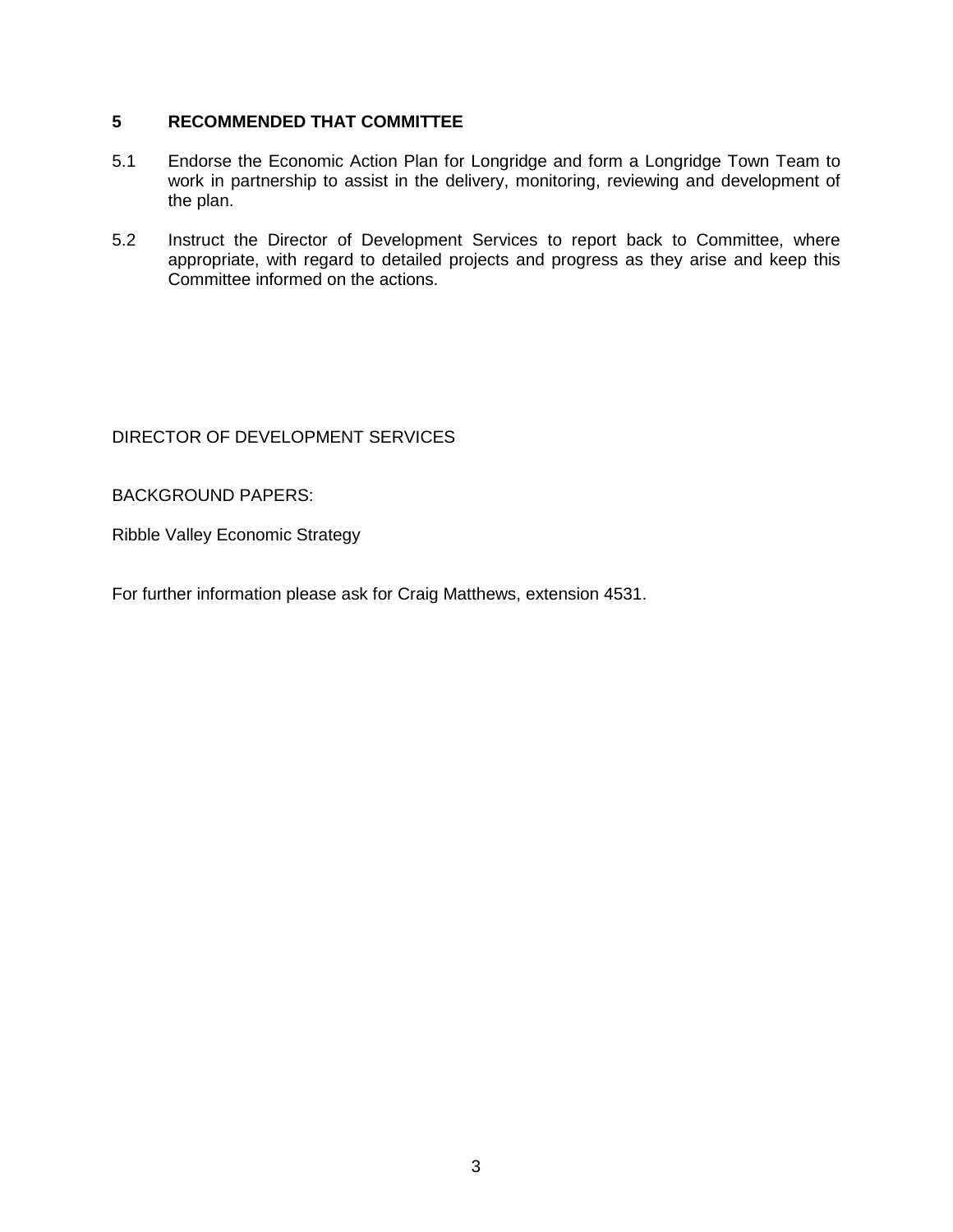## 5 RECOMMENDED THAT COMMITTEE

5.1 Endorse the Economic Action Plan for Longridge and form a Longridge Town Team to work in partnership to assist in the delivery, monitoring, reviewing and development of the plan.

5.2 Instruct the Director of Development Services to report back to Committee, where appropriate, with regard to detailed projects and progress as they arise and keep this Committee informed on the actions.

DIRECTOR OF DEVELOPMENT SERVICES

BACKGROUND PAPERS:

Ribble Valley Economic Strategy

For further information please ask for Craig Matthews, extension 4531.